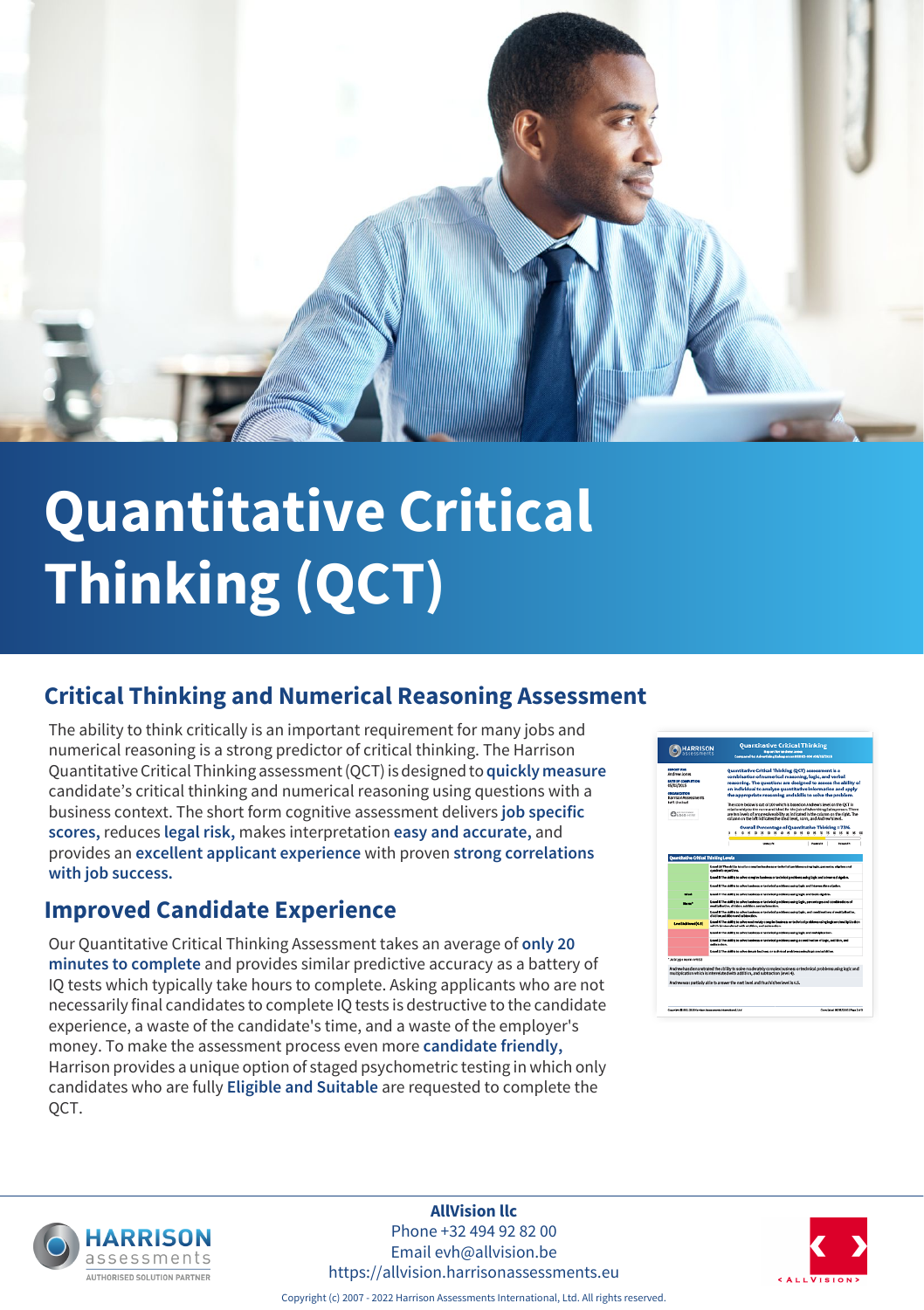# Quantitative Critical Thinking (QCT)

## Critical Thinking and Numerical Reasoning Assessment

The ability to think critically is an important requirement for many jobs and numerical reasoning is a strong predictor of critical thinking. The Harrison Quantitative Critical Thinking assessment (QCT) is designed to **quickly measure** candidate's critical thinking and numerical reasoning using questions with a business context. The short form cognitive assessment delivers **job specific scores,** reduces **legal risk,** makes interpretation **easy and accurate,** and provides an **excellent applicant experience** with proven **strong correlations with job success.**

## Improved Candidate Experience

Our Quantitative Critical Thinking Assessment takes an average of **only 20 minutes to complete** and provides similar predictive accuracy as a battery of IQ tests which typically take hours to complete. Asking applicants who are not necessarily final candidates to complete IQ tests is destructive to the candidate experience, a waste of the candidate's time, and a waste of the employer's money. To make the assessment process even more **candidate friendly,** Harrison provides a unique option of staged psychometric testing in which only candidates who are fully **Eligible and Suitable** are requested to complete the QCT.

**AllVision llc**
Phone +32 494 92 82 00
Email evh@allvision.be
https://allvision.harrisonassessments.eu

Copyright (c) 2007 - 2022 Harrison Assessments International, Ltd. All rights reserved.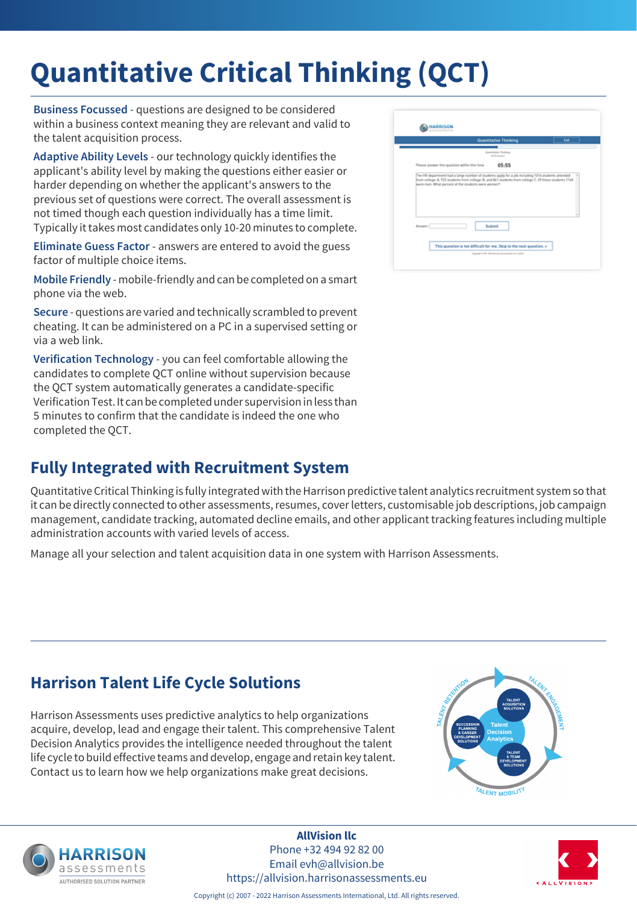# Quantitative Critical Thinking (QCT)

**Business Focussed** - questions are designed to be considered within a business context meaning they are relevant and valid to the talent acquisition process.

**Adaptive Ability Levels** - our technology quickly identifies the applicant's ability level by making the questions either easier or harder depending on whether the applicant's answers to the previous set of questions were correct. The overall assessment is not timed though each question individually has a time limit. Typically it takes most candidates only 10-20 minutes to complete.

**Eliminate Guess Factor** - answers are entered to avoid the guess factor of multiple choice items.

**Mobile Friendly** - mobile-friendly and can be completed on a smart phone via the web.

**Secure** - questions are varied and technically scrambled to prevent cheating. It can be administered on a PC in a supervised setting or via a web link.

**Verification Technology** - you can feel comfortable allowing the candidates to complete QCT online without supervision because the QCT system automatically generates a candidate-specific Verification Test. It can be completed under supervision in less than 5 minutes to confirm that the candidate is indeed the one who completed the QCT.

## Fully Integrated with Recruitment System

Quantitative Critical Thinking is fully integrated with the Harrison predictive talent analytics recruitment system so that it can be directly connected to other assessments, resumes, cover letters, customisable job descriptions, job campaign management, candidate tracking, automated decline emails, and other applicant tracking features including multiple administration accounts with varied levels of access.

Manage all your selection and talent acquisition data in one system with Harrison Assessments.

## Harrison Talent Life Cycle Solutions

Harrison Assessments uses predictive analytics to help organizations acquire, develop, lead and engage their talent. This comprehensive Talent Decision Analytics provides the intelligence needed throughout the talent life cycle to build effective teams and develop, engage and retain key talent. Contact us to learn how we help organizations make great decisions.

**AllVision llc**
Phone +32 494 92 82 00
Email evh@allvision.be
https://allvision.harrisonassessments.eu

Copyright (c) 2007 - 2022 Harrison Assessments International, Ltd. All rights reserved.